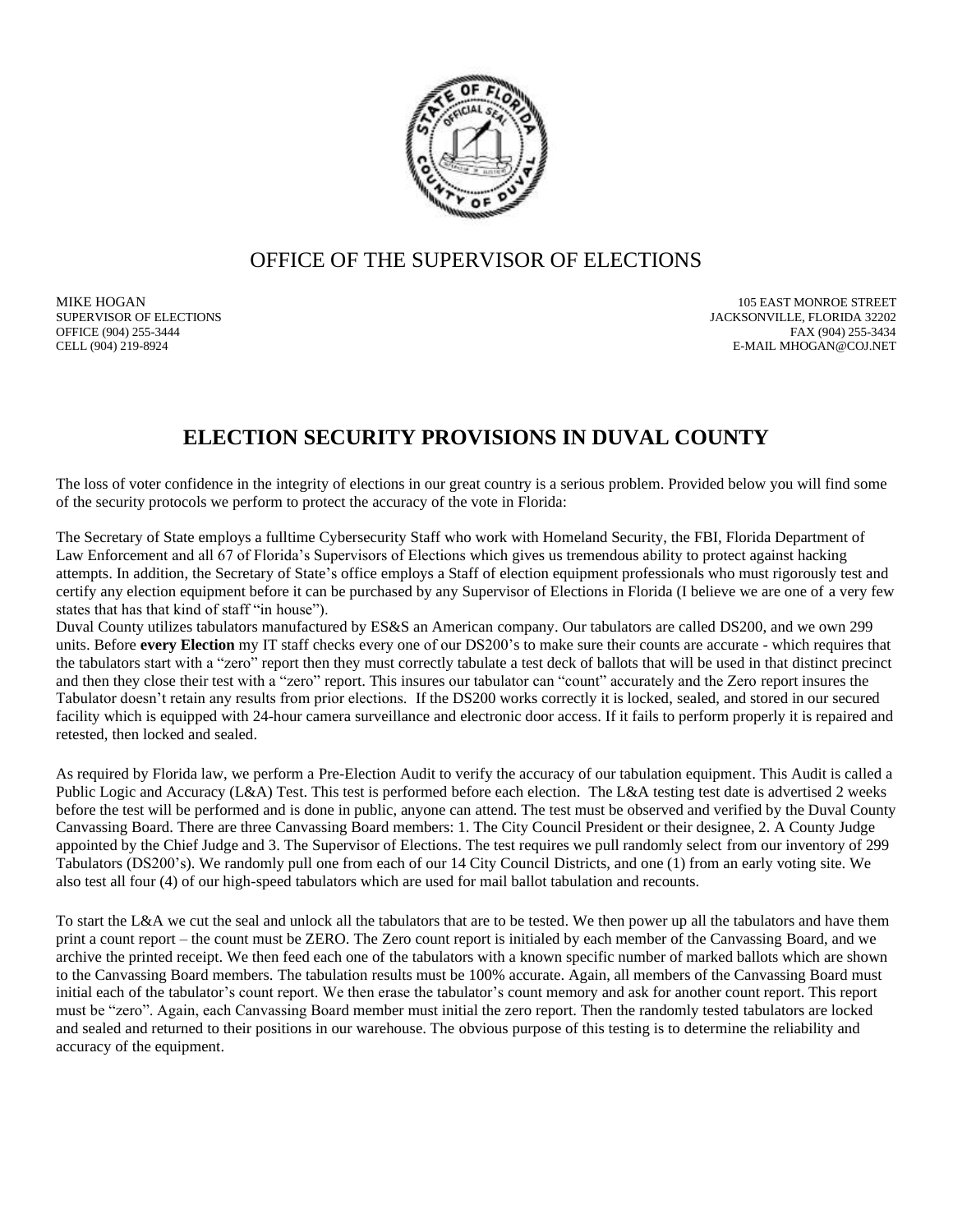# OFFICE OF THE SUPERVISOR OF ELECTIONS

MIKE HOGAN
SUPERVISOR OF ELECTIONS
OFFICE (904) 255-3444
CELL (904) 219-8924

105 EAST MONROE STREET
JACKSONVILLE, FLORIDA 32202
FAX (904) 255-3434
E-MAIL MHOGAN@COJ.NET

## ELECTION SECURITY PROVISIONS IN DUVAL COUNTY

The loss of voter confidence in the integrity of elections in our great country is a serious problem. Provided below you will find some of the security protocols we perform to protect the accuracy of the vote in Florida:

The Secretary of State employs a fulltime Cybersecurity Staff who work with Homeland Security, the FBI, Florida Department of Law Enforcement and all 67 of Florida's Supervisors of Elections which gives us tremendous ability to protect against hacking attempts. In addition, the Secretary of State's office employs a Staff of election equipment professionals who must rigorously test and certify any election equipment before it can be purchased by any Supervisor of Elections in Florida (I believe we are one of a very few states that has that kind of staff "in house").
Duval County utilizes tabulators manufactured by ES&S an American company. Our tabulators are called DS200, and we own 299 units. Before **every Election** my IT staff checks every one of our DS200's to make sure their counts are accurate - which requires that the tabulators start with a "zero" report then they must correctly tabulate a test deck of ballots that will be used in that distinct precinct and then they close their test with a "zero" report. This insures our tabulator can "count" accurately and the Zero report insures the Tabulator doesn't retain any results from prior elections. If the DS200 works correctly it is locked, sealed, and stored in our secured facility which is equipped with 24-hour camera surveillance and electronic door access. If it fails to perform properly it is repaired and retested, then locked and sealed.

As required by Florida law, we perform a Pre-Election Audit to verify the accuracy of our tabulation equipment. This Audit is called a Public Logic and Accuracy (L&A) Test. This test is performed before each election. The L&A testing test date is advertised 2 weeks before the test will be performed and is done in public, anyone can attend. The test must be observed and verified by the Duval County Canvassing Board. There are three Canvassing Board members: 1. The City Council President or their designee, 2. A County Judge appointed by the Chief Judge and 3. The Supervisor of Elections. The test requires we pull randomly select from our inventory of 299 Tabulators (DS200's). We randomly pull one from each of our 14 City Council Districts, and one (1) from an early voting site. We also test all four (4) of our high-speed tabulators which are used for mail ballot tabulation and recounts.

To start the L&A we cut the seal and unlock all the tabulators that are to be tested. We then power up all the tabulators and have them print a count report – the count must be ZERO. The Zero count report is initialed by each member of the Canvassing Board, and we archive the printed receipt. We then feed each one of the tabulators with a known specific number of marked ballots which are shown to the Canvassing Board members. The tabulation results must be 100% accurate. Again, all members of the Canvassing Board must initial each of the tabulator's count report. We then erase the tabulator's count memory and ask for another count report. This report must be "zero". Again, each Canvassing Board member must initial the zero report. Then the randomly tested tabulators are locked and sealed and returned to their positions in our warehouse. The obvious purpose of this testing is to determine the reliability and accuracy of the equipment.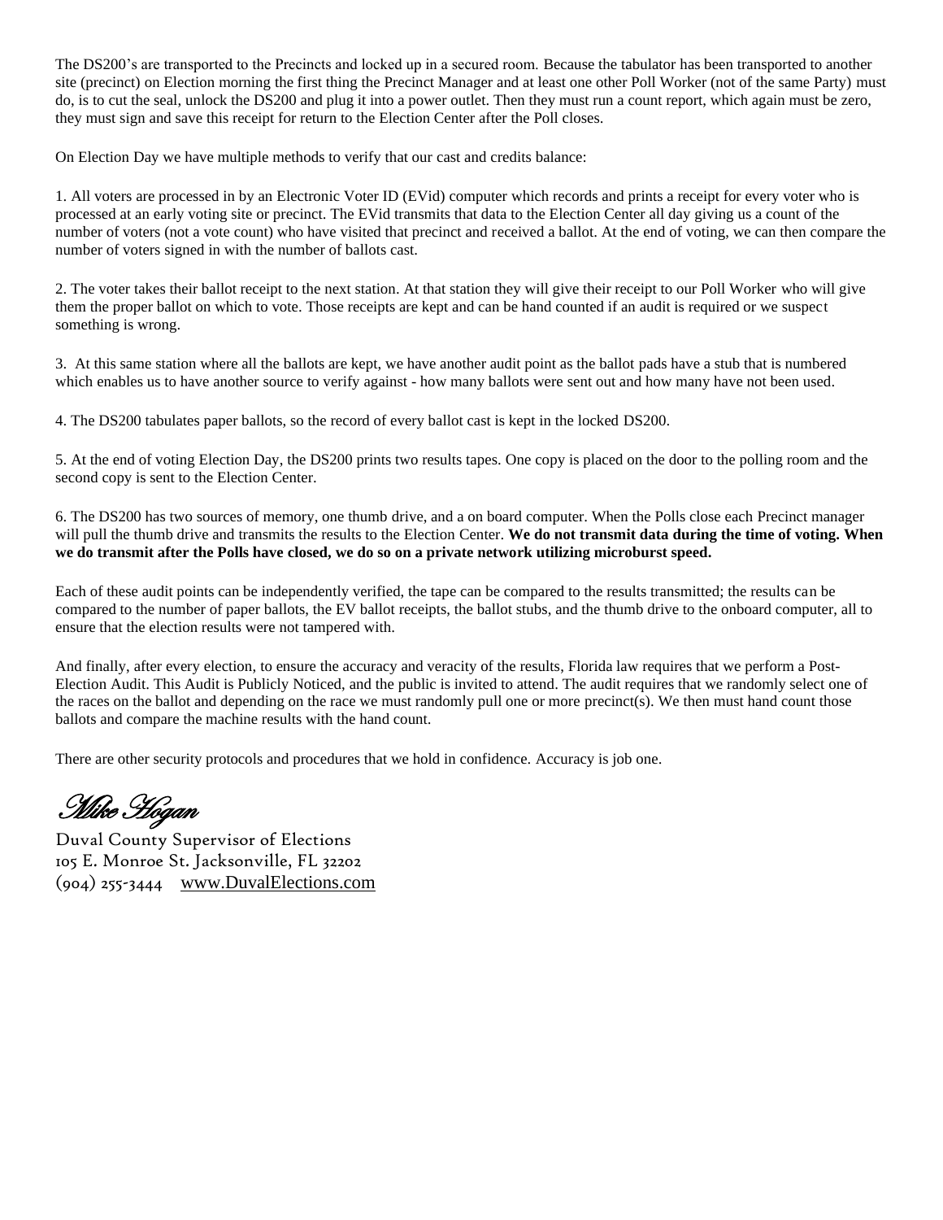The DS200's are transported to the Precincts and locked up in a secured room. Because the tabulator has been transported to another site (precinct) on Election morning the first thing the Precinct Manager and at least one other Poll Worker (not of the same Party) must do, is to cut the seal, unlock the DS200 and plug it into a power outlet. Then they must run a count report, which again must be zero, they must sign and save this receipt for return to the Election Center after the Poll closes.

On Election Day we have multiple methods to verify that our cast and credits balance:

1. All voters are processed in by an Electronic Voter ID (EVid) computer which records and prints a receipt for every voter who is processed at an early voting site or precinct. The EVid transmits that data to the Election Center all day giving us a count of the number of voters (not a vote count) who have visited that precinct and received a ballot. At the end of voting, we can then compare the number of voters signed in with the number of ballots cast.

2. The voter takes their ballot receipt to the next station. At that station they will give their receipt to our Poll Worker who will give them the proper ballot on which to vote. Those receipts are kept and can be hand counted if an audit is required or we suspect something is wrong.

3. At this same station where all the ballots are kept, we have another audit point as the ballot pads have a stub that is numbered which enables us to have another source to verify against - how many ballots were sent out and how many have not been used.

4. The DS200 tabulates paper ballots, so the record of every ballot cast is kept in the locked DS200.

5. At the end of voting Election Day, the DS200 prints two results tapes. One copy is placed on the door to the polling room and the second copy is sent to the Election Center.

6. The DS200 has two sources of memory, one thumb drive, and a on board computer. When the Polls close each Precinct manager will pull the thumb drive and transmits the results to the Election Center. **We do not transmit data during the time of voting. When we do transmit after the Polls have closed, we do so on a private network utilizing microburst speed.**

Each of these audit points can be independently verified, the tape can be compared to the results transmitted; the results can be compared to the number of paper ballots, the EV ballot receipts, the ballot stubs, and the thumb drive to the onboard computer, all to ensure that the election results were not tampered with.

And finally, after every election, to ensure the accuracy and veracity of the results, Florida law requires that we perform a Post-Election Audit. This Audit is Publicly Noticed, and the public is invited to attend. The audit requires that we randomly select one of the races on the ballot and depending on the race we must randomly pull one or more precinct(s). We then must hand count those ballots and compare the machine results with the hand count.

There are other security protocols and procedures that we hold in confidence. Accuracy is job one.

*Mike Hogan*

Duval County Supervisor of Elections
105 E. Monroe St. Jacksonville, FL 32202
(904) 255-3444 www.DuvalElections.com